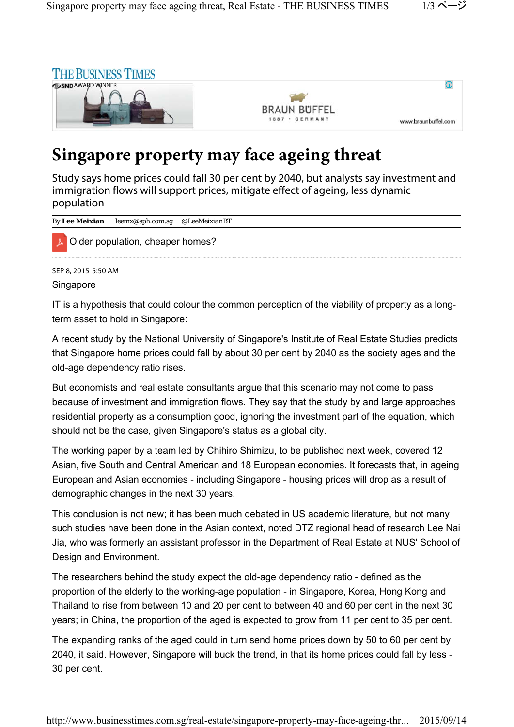THE BUSINESS TIMES

# Singapore property may face ageing threat

Study says home prices could fall 30 per cent by 2040, but analysts say investment and immigration flows will support prices, mitigate effect of ageing, less dynamic population

By **Lee Meixian** leemx@sph.com.sg @LeeMeixianBT

Older population, cheaper homes?

SEP 8, 2015 5:50 AM

Singapore

IT is a hypothesis that could colour the common perception of the viability of property as a long-term asset to hold in Singapore:

A recent study by the National University of Singapore's Institute of Real Estate Studies predicts that Singapore home prices could fall by about 30 per cent by 2040 as the society ages and the old-age dependency ratio rises.

But economists and real estate consultants argue that this scenario may not come to pass because of investment and immigration flows. They say that the study by and large approaches residential property as a consumption good, ignoring the investment part of the equation, which should not be the case, given Singapore's status as a global city.

The working paper by a team led by Chihiro Shimizu, to be published next week, covered 12 Asian, five South and Central American and 18 European economies. It forecasts that, in ageing European and Asian economies - including Singapore - housing prices will drop as a result of demographic changes in the next 30 years.

This conclusion is not new; it has been much debated in US academic literature, but not many such studies have been done in the Asian context, noted DTZ regional head of research Lee Nai Jia, who was formerly an assistant professor in the Department of Real Estate at NUS' School of Design and Environment.

The researchers behind the study expect the old-age dependency ratio - defined as the proportion of the elderly to the working-age population - in Singapore, Korea, Hong Kong and Thailand to rise from between 10 and 20 per cent to between 40 and 60 per cent in the next 30 years; in China, the proportion of the aged is expected to grow from 11 per cent to 35 per cent.

The expanding ranks of the aged could in turn send home prices down by 50 to 60 per cent by 2040, it said. However, Singapore will buck the trend, in that its home prices could fall by less - 30 per cent.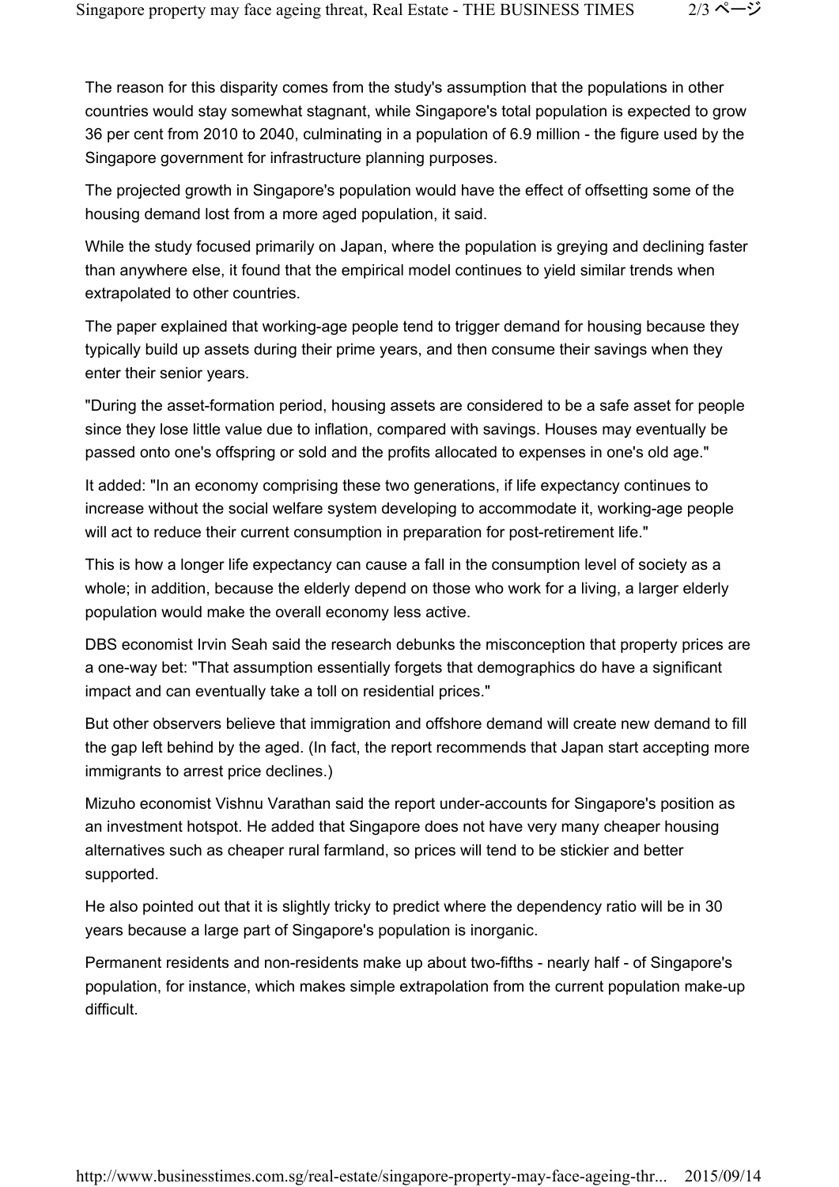The reason for this disparity comes from the study's assumption that the populations in other countries would stay somewhat stagnant, while Singapore's total population is expected to grow 36 per cent from 2010 to 2040, culminating in a population of 6.9 million - the figure used by the Singapore government for infrastructure planning purposes.

The projected growth in Singapore's population would have the effect of offsetting some of the housing demand lost from a more aged population, it said.

While the study focused primarily on Japan, where the population is greying and declining faster than anywhere else, it found that the empirical model continues to yield similar trends when extrapolated to other countries.

The paper explained that working-age people tend to trigger demand for housing because they typically build up assets during their prime years, and then consume their savings when they enter their senior years.

"During the asset-formation period, housing assets are considered to be a safe asset for people since they lose little value due to inflation, compared with savings. Houses may eventually be passed onto one's offspring or sold and the profits allocated to expenses in one's old age."

It added: "In an economy comprising these two generations, if life expectancy continues to increase without the social welfare system developing to accommodate it, working-age people will act to reduce their current consumption in preparation for post-retirement life."

This is how a longer life expectancy can cause a fall in the consumption level of society as a whole; in addition, because the elderly depend on those who work for a living, a larger elderly population would make the overall economy less active.

DBS economist Irvin Seah said the research debunks the misconception that property prices are a one-way bet: "That assumption essentially forgets that demographics do have a significant impact and can eventually take a toll on residential prices."

But other observers believe that immigration and offshore demand will create new demand to fill the gap left behind by the aged. (In fact, the report recommends that Japan start accepting more immigrants to arrest price declines.)

Mizuho economist Vishnu Varathan said the report under-accounts for Singapore's position as an investment hotspot. He added that Singapore does not have very many cheaper housing alternatives such as cheaper rural farmland, so prices will tend to be stickier and better supported.

He also pointed out that it is slightly tricky to predict where the dependency ratio will be in 30 years because a large part of Singapore's population is inorganic.

Permanent residents and non-residents make up about two-fifths - nearly half - of Singapore's population, for instance, which makes simple extrapolation from the current population make-up difficult.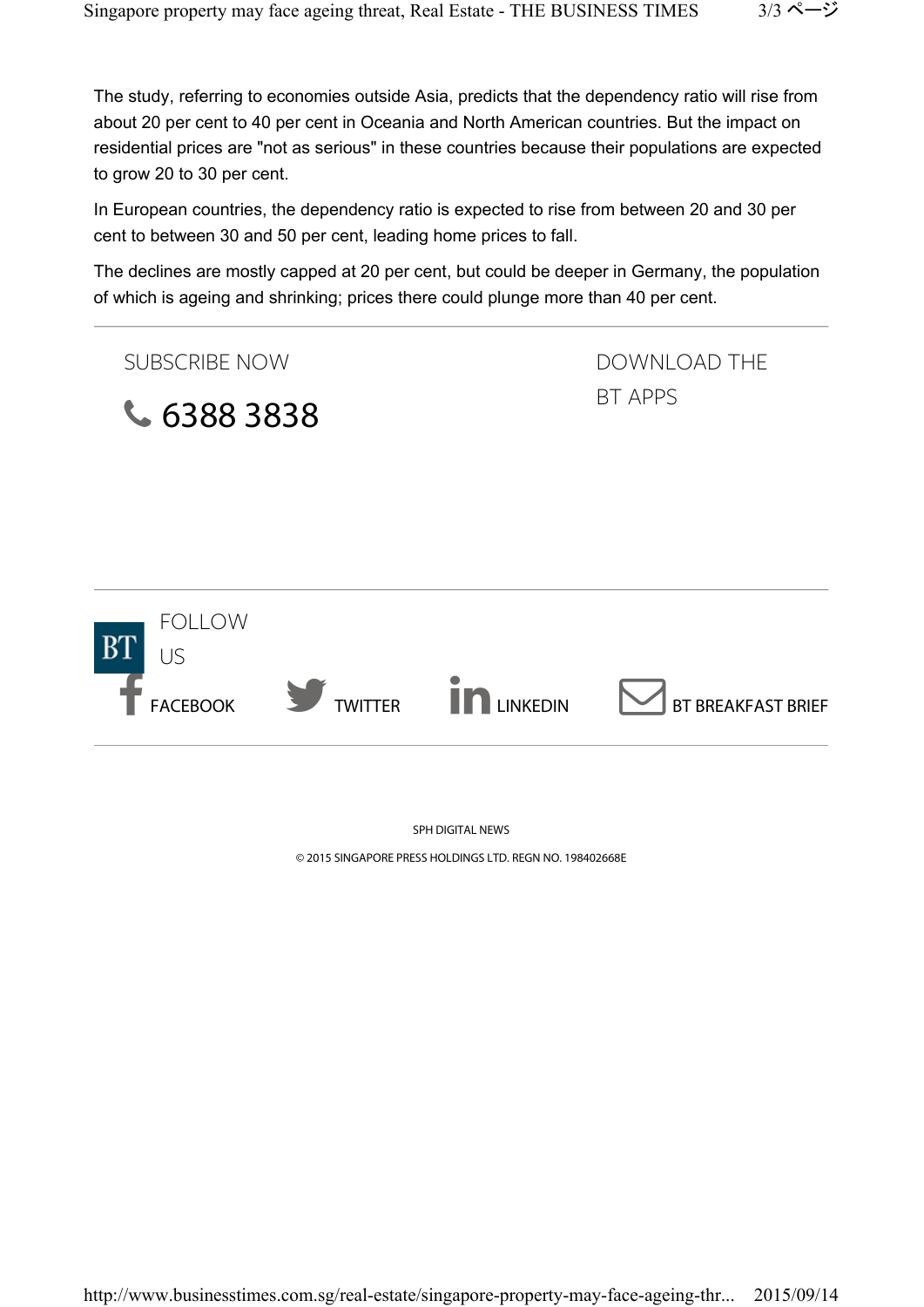The study, referring to economies outside Asia, predicts that the dependency ratio will rise from about 20 per cent to 40 per cent in Oceania and North American countries. But the impact on residential prices are "not as serious" in these countries because their populations are expected to grow 20 to 30 per cent.

In European countries, the dependency ratio is expected to rise from between 20 and 30 per cent to between 30 and 50 per cent, leading home prices to fall.

The declines are mostly capped at 20 per cent, but could be deeper in Germany, the population of which is ageing and shrinking; prices there could plunge more than 40 per cent.

---

SUBSCRIBE NOW

6388 3838

DOWNLOAD THE BT APPS

---

FOLLOW US

FACEBOOK TWITTER LINKEDIN BT BREAKFAST BRIEF

---

SPH DIGITAL NEWS

© 2015 SINGAPORE PRESS HOLDINGS LTD. REGN NO. 198402668E